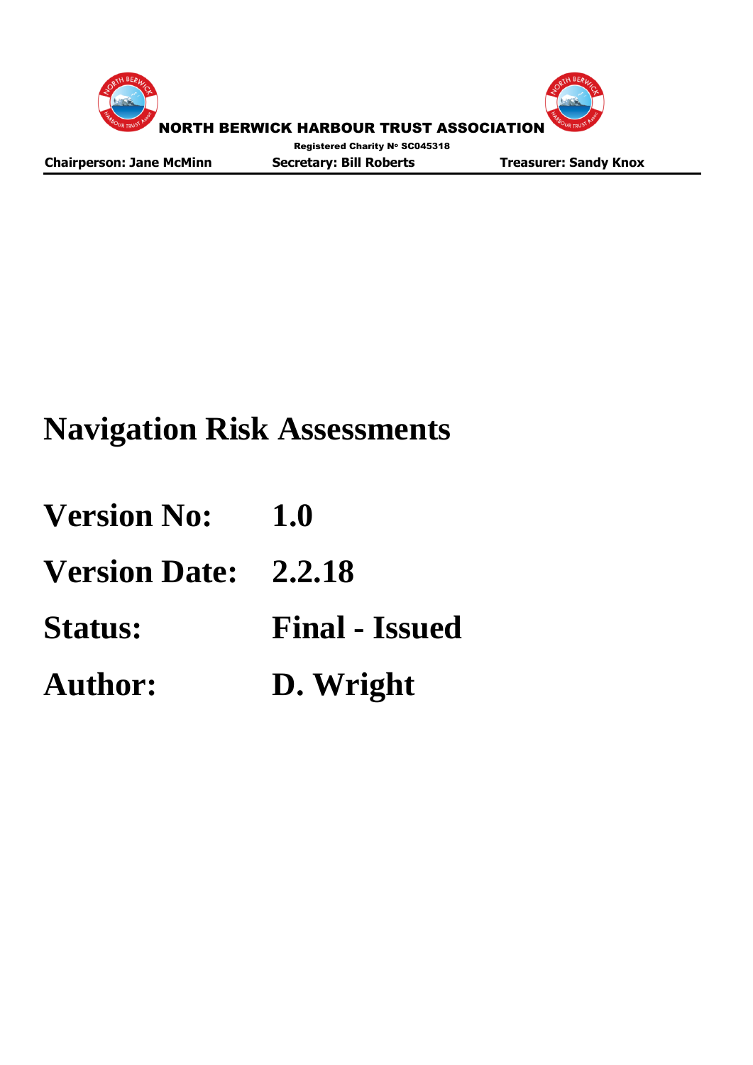NORTH BERWICK HARBOUR TRUST ASSOCIATION

Registered Charity Nº SC045318

**Chairperson: Jane McMinn** **Secretary: Bill Roberts** **Treasurer: Sandy Knox**

# Navigation Risk Assessments

**Version No:** **1.0**

**Version Date:** **2.2.18**

**Status:** **Final - Issued**

**Author:** **D. Wright**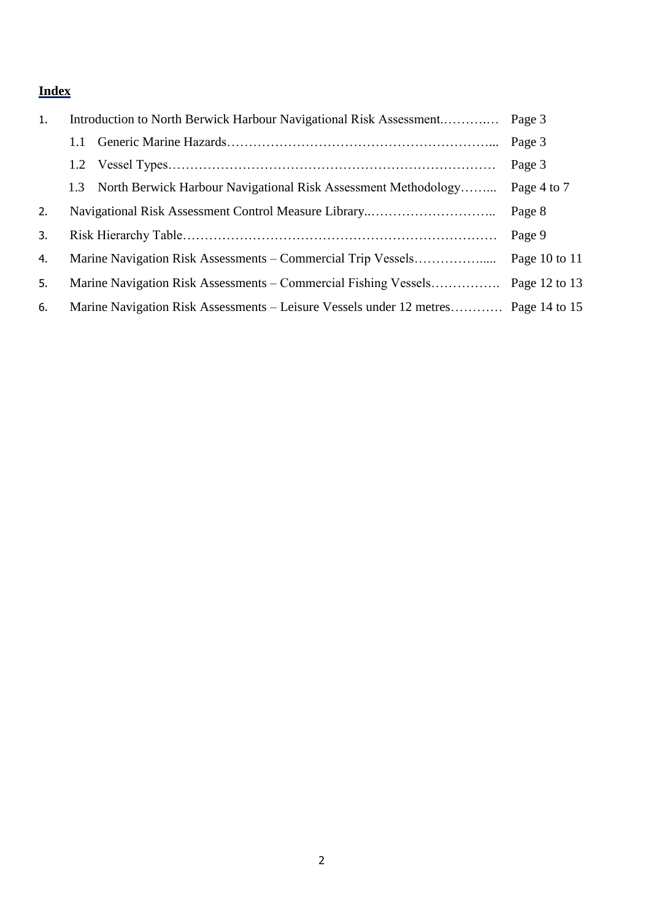**Index**

| | | |
|---|---|---|
| 1. | Introduction to North Berwick Harbour Navigational Risk Assessment.………..… | Page 3 |
| | 1.1 Generic Marine Hazards……………………………………………………... | Page 3 |
| | 1.2 Vessel Types………………………………………………………………… | Page 3 |
| | 1.3 North Berwick Harbour Navigational Risk Assessment Methodology……... | Page 4 to 7 |
| 2. | Navigational Risk Assessment Control Measure Library..……………………….. | Page 8 |
| 3. | Risk Hierarchy Table……………………………………………………………… | Page 9 |
| 4. | Marine Navigation Risk Assessments – Commercial Trip Vessels…………….…. | Page 10 to 11 |
| 5. | Marine Navigation Risk Assessments – Commercial Fishing Vessels……………. | Page 12 to 13 |
| 6. | Marine Navigation Risk Assessments – Leisure Vessels under 12 metres………… | Page 14 to 15 |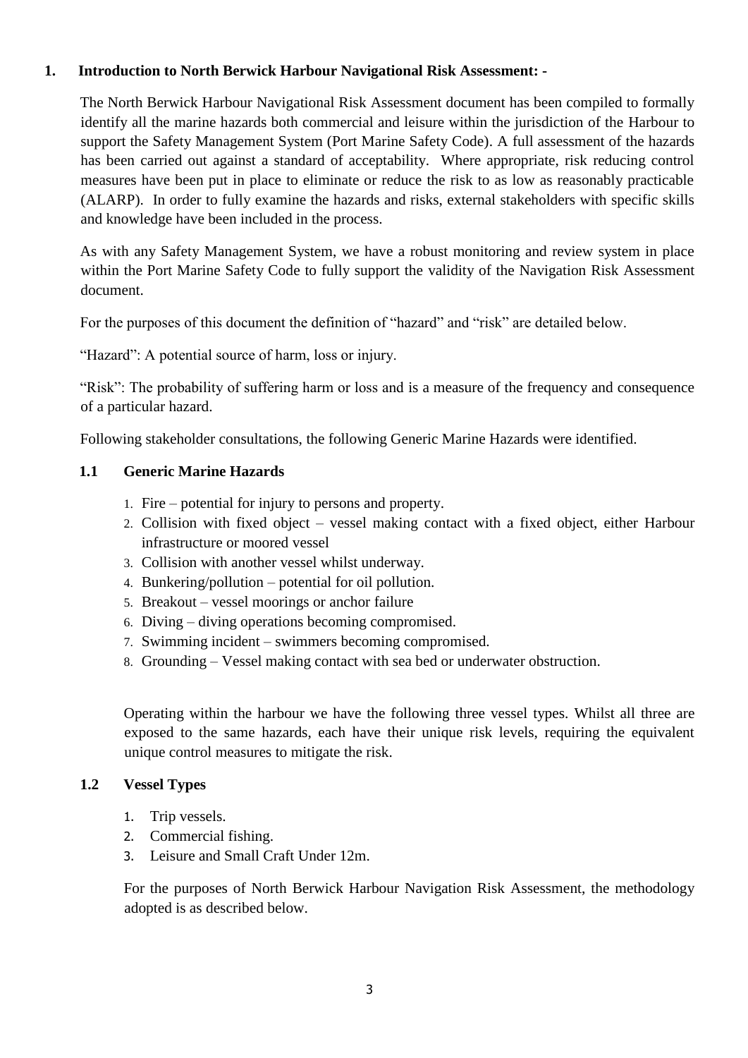## 1. Introduction to North Berwick Harbour Navigational Risk Assessment: -

The North Berwick Harbour Navigational Risk Assessment document has been compiled to formally identify all the marine hazards both commercial and leisure within the jurisdiction of the Harbour to support the Safety Management System (Port Marine Safety Code). A full assessment of the hazards has been carried out against a standard of acceptability. Where appropriate, risk reducing control measures have been put in place to eliminate or reduce the risk to as low as reasonably practicable (ALARP). In order to fully examine the hazards and risks, external stakeholders with specific skills and knowledge have been included in the process.

As with any Safety Management System, we have a robust monitoring and review system in place within the Port Marine Safety Code to fully support the validity of the Navigation Risk Assessment document.

For the purposes of this document the definition of "hazard" and "risk" are detailed below.

"Hazard": A potential source of harm, loss or injury.

"Risk": The probability of suffering harm or loss and is a measure of the frequency and consequence of a particular hazard.

Following stakeholder consultations, the following Generic Marine Hazards were identified.

### 1.1 Generic Marine Hazards

1. Fire – potential for injury to persons and property.
2. Collision with fixed object – vessel making contact with a fixed object, either Harbour infrastructure or moored vessel
3. Collision with another vessel whilst underway.
4. Bunkering/pollution – potential for oil pollution.
5. Breakout – vessel moorings or anchor failure
6. Diving – diving operations becoming compromised.
7. Swimming incident – swimmers becoming compromised.
8. Grounding – Vessel making contact with sea bed or underwater obstruction.

Operating within the harbour we have the following three vessel types. Whilst all three are exposed to the same hazards, each have their unique risk levels, requiring the equivalent unique control measures to mitigate the risk.

### 1.2 Vessel Types

1. Trip vessels.
2. Commercial fishing.
3. Leisure and Small Craft Under 12m.

For the purposes of North Berwick Harbour Navigation Risk Assessment, the methodology adopted is as described below.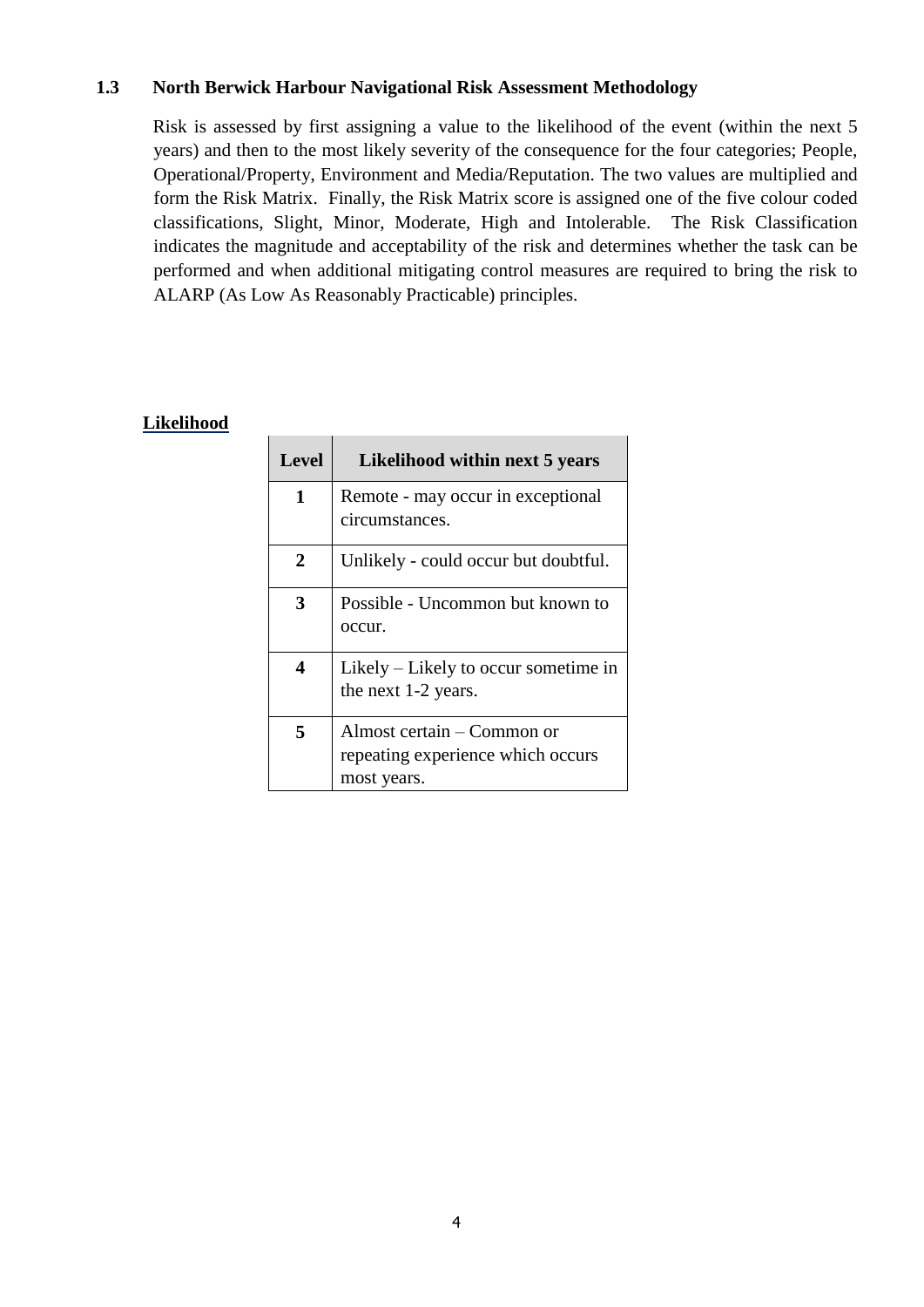### 1.3 North Berwick Harbour Navigational Risk Assessment Methodology

Risk is assessed by first assigning a value to the likelihood of the event (within the next 5 years) and then to the most likely severity of the consequence for the four categories; People, Operational/Property, Environment and Media/Reputation. The two values are multiplied and form the Risk Matrix. Finally, the Risk Matrix score is assigned one of the five colour coded classifications, Slight, Minor, Moderate, High and Intolerable. The Risk Classification indicates the magnitude and acceptability of the risk and determines whether the task can be performed and when additional mitigating control measures are required to bring the risk to ALARP (As Low As Reasonably Practicable) principles.

**Likelihood**

| Level | Likelihood within next 5 years |
|---|---|
| **1** | Remote - may occur in exceptional circumstances. |
| **2** | Unlikely - could occur but doubtful. |
| **3** | Possible - Uncommon but known to occur. |
| **4** | Likely – Likely to occur sometime in the next 1-2 years. |
| **5** | Almost certain – Common or repeating experience which occurs most years. |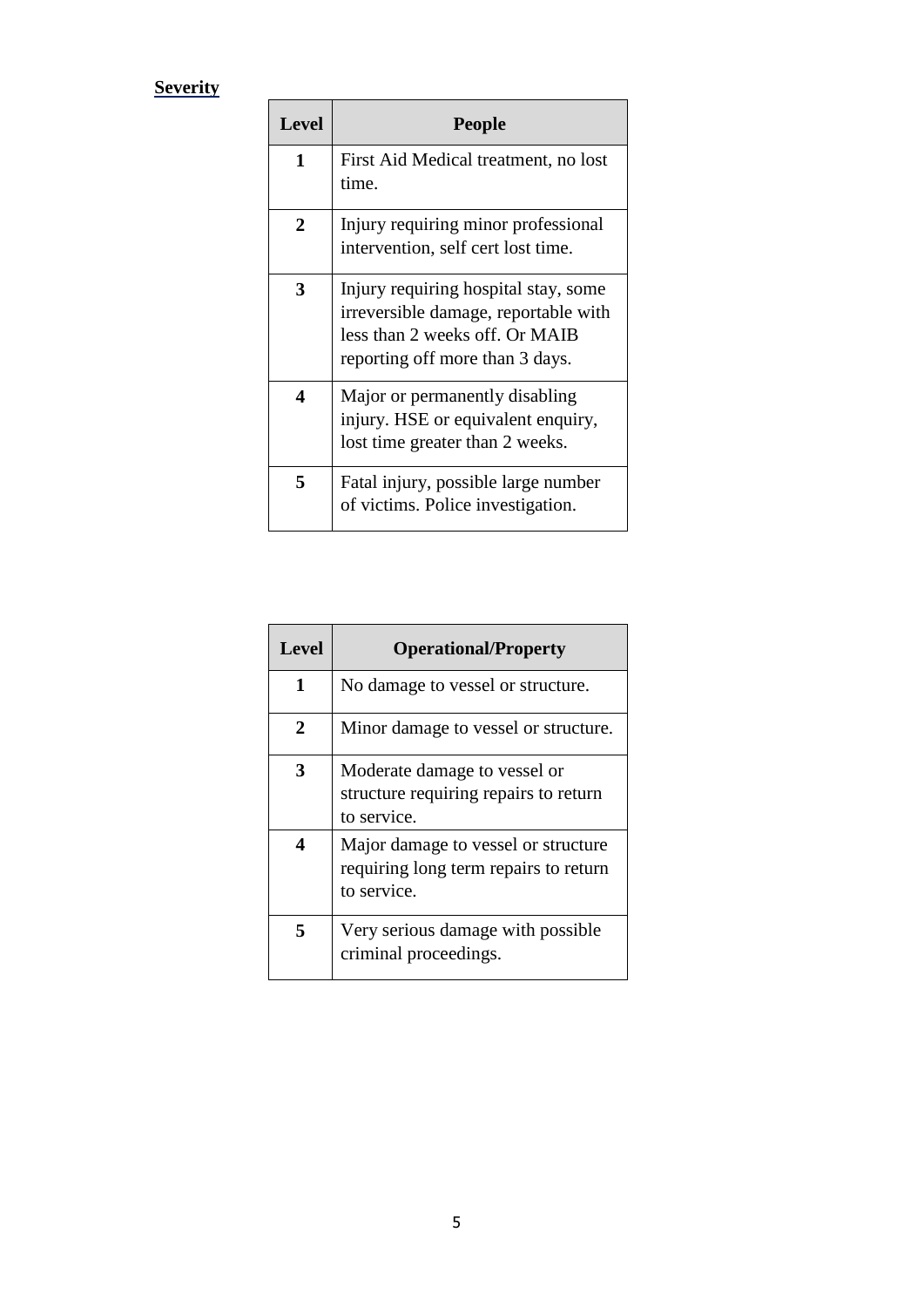**Severity**

| Level | People |
|---|---|
| **1** | First Aid Medical treatment, no lost time. |
| **2** | Injury requiring minor professional intervention, self cert lost time. |
| **3** | Injury requiring hospital stay, some irreversible damage, reportable with less than 2 weeks off. Or MAIB reporting off more than 3 days. |
| **4** | Major or permanently disabling injury. HSE or equivalent enquiry, lost time greater than 2 weeks. |
| **5** | Fatal injury, possible large number of victims. Police investigation. |

| Level | Operational/Property |
|---|---|
| **1** | No damage to vessel or structure. |
| **2** | Minor damage to vessel or structure. |
| **3** | Moderate damage to vessel or structure requiring repairs to return to service. |
| **4** | Major damage to vessel or structure requiring long term repairs to return to service. |
| **5** | Very serious damage with possible criminal proceedings. |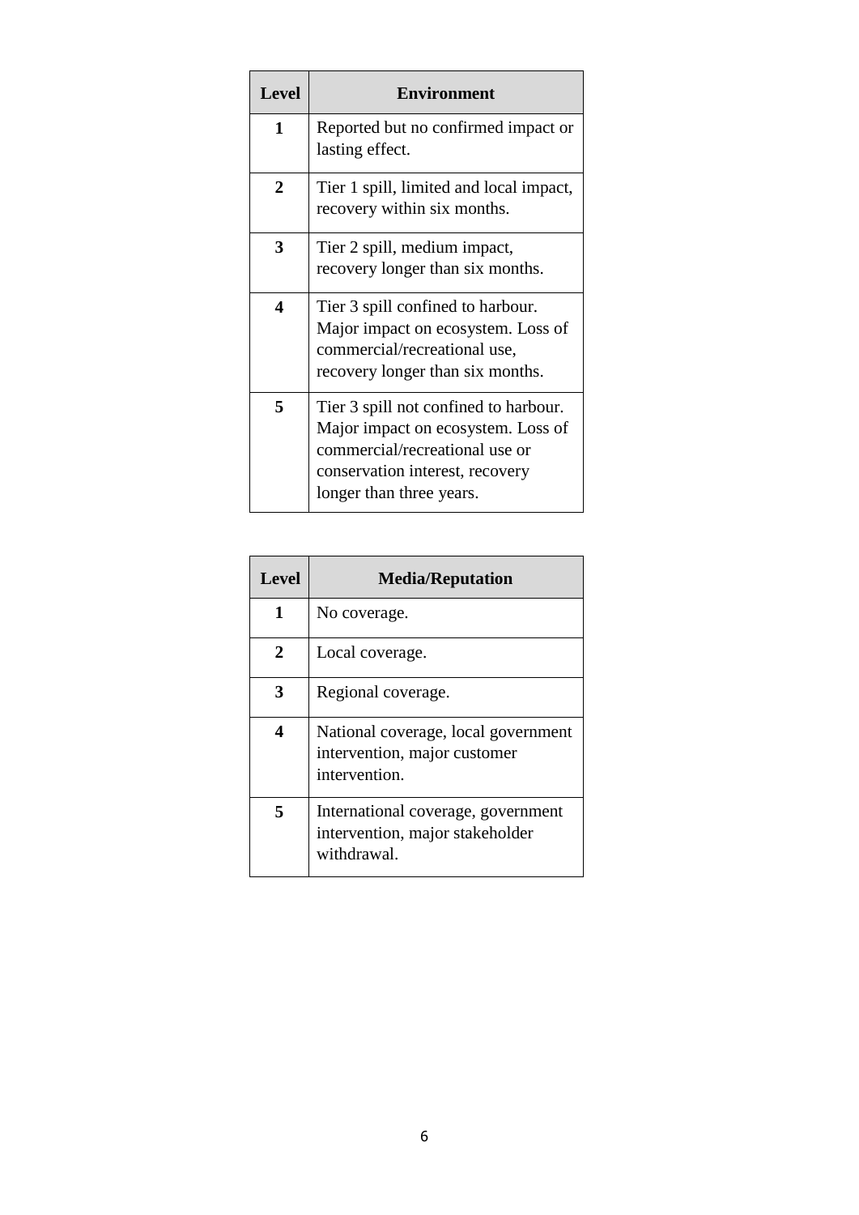| Level | Environment |
|---|---|
| **1** | Reported but no confirmed impact or lasting effect. |
| **2** | Tier 1 spill, limited and local impact, recovery within six months. |
| **3** | Tier 2 spill, medium impact, recovery longer than six months. |
| **4** | Tier 3 spill confined to harbour. Major impact on ecosystem. Loss of commercial/recreational use, recovery longer than six months. |
| **5** | Tier 3 spill not confined to harbour. Major impact on ecosystem. Loss of commercial/recreational use or conservation interest, recovery longer than three years. |

| Level | Media/Reputation |
|---|---|
| **1** | No coverage. |
| **2** | Local coverage. |
| **3** | Regional coverage. |
| **4** | National coverage, local government intervention, major customer intervention. |
| **5** | International coverage, government intervention, major stakeholder withdrawal. |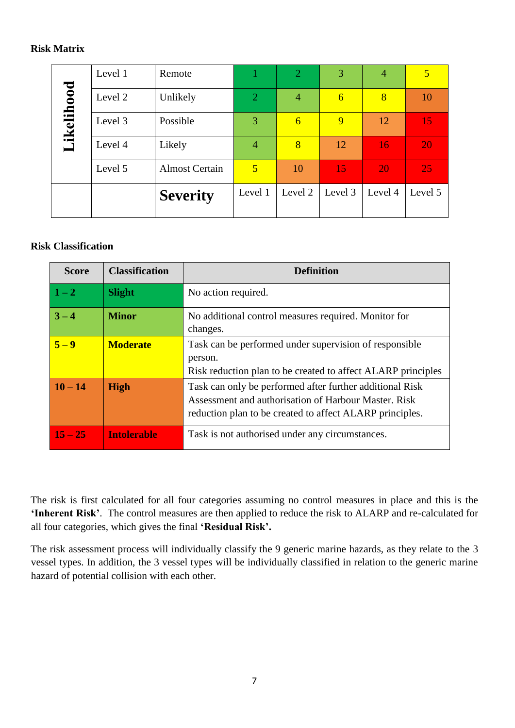**Risk Matrix**

| Likelihood | | | | | | | |
|---|---|---|---|---|---|---|---|
| | Level 1 | Remote | 1 | 2 | 3 | 4 | 5 |
| | Level 2 | Unlikely | 2 | 4 | 6 | 8 | 10 |
| | Level 3 | Possible | 3 | 6 | 9 | 12 | 15 |
| | Level 4 | Likely | 4 | 8 | 12 | 16 | 20 |
| | Level 5 | Almost Certain | 5 | 10 | 15 | 20 | 25 |
| | | **Severity** | Level 1 | Level 2 | Level 3 | Level 4 | Level 5 |

**Risk Classification**

| Score | Classification | Definition |
|---|---|---|
| **1 – 2** | **Slight** | No action required. |
| **3 – 4** | **Minor** | No additional control measures required. Monitor for changes. |
| **5 – 9** | **Moderate** | Task can be performed under supervision of responsible person.<br>Risk reduction plan to be created to affect ALARP principles |
| **10 – 14** | **High** | Task can only be performed after further additional Risk Assessment and authorisation of Harbour Master. Risk reduction plan to be created to affect ALARP principles. |
| **15 – 25** | **Intolerable** | Task is not authorised under any circumstances. |

The risk is first calculated for all four categories assuming no control measures in place and this is the **'Inherent Risk'**. The control measures are then applied to reduce the risk to ALARP and re-calculated for all four categories, which gives the final **'Residual Risk'.**

The risk assessment process will individually classify the 9 generic marine hazards, as they relate to the 3 vessel types. In addition, the 3 vessel types will be individually classified in relation to the generic marine hazard of potential collision with each other.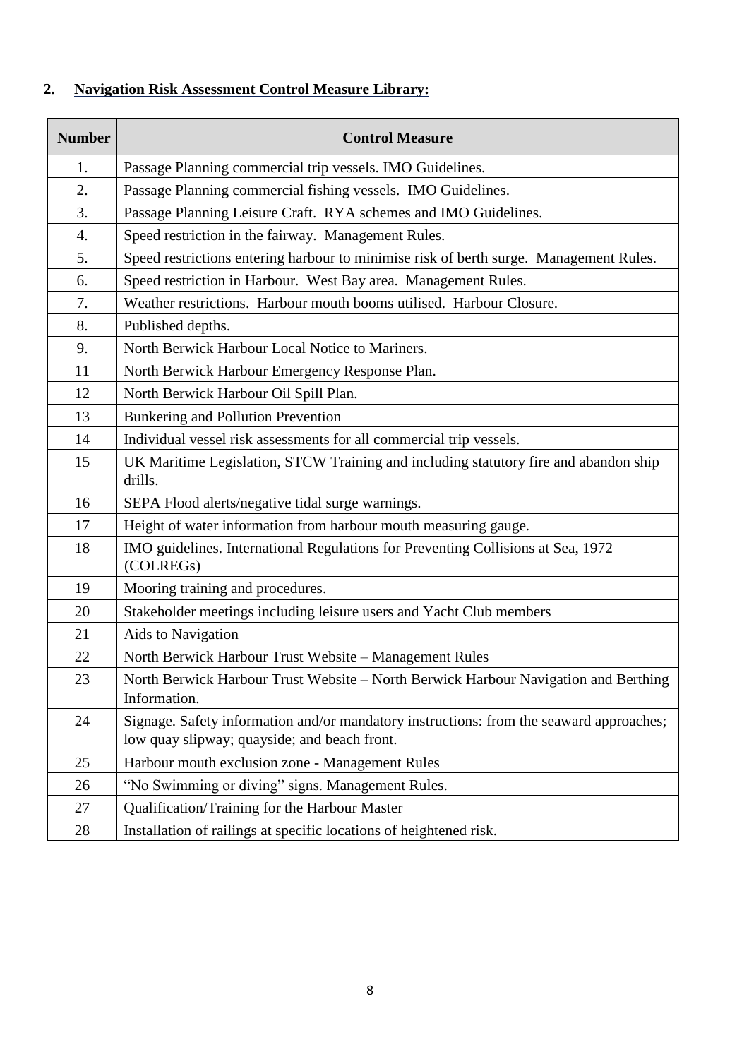## 2. Navigation Risk Assessment Control Measure Library:

| Number | Control Measure |
|---|---|
| 1. | Passage Planning commercial trip vessels. IMO Guidelines. |
| 2. | Passage Planning commercial fishing vessels. IMO Guidelines. |
| 3. | Passage Planning Leisure Craft. RYA schemes and IMO Guidelines. |
| 4. | Speed restriction in the fairway. Management Rules. |
| 5. | Speed restrictions entering harbour to minimise risk of berth surge. Management Rules. |
| 6. | Speed restriction in Harbour. West Bay area. Management Rules. |
| 7. | Weather restrictions. Harbour mouth booms utilised. Harbour Closure. |
| 8. | Published depths. |
| 9. | North Berwick Harbour Local Notice to Mariners. |
| 11 | North Berwick Harbour Emergency Response Plan. |
| 12 | North Berwick Harbour Oil Spill Plan. |
| 13 | Bunkering and Pollution Prevention |
| 14 | Individual vessel risk assessments for all commercial trip vessels. |
| 15 | UK Maritime Legislation, STCW Training and including statutory fire and abandon ship drills. |
| 16 | SEPA Flood alerts/negative tidal surge warnings. |
| 17 | Height of water information from harbour mouth measuring gauge. |
| 18 | IMO guidelines. International Regulations for Preventing Collisions at Sea, 1972 (COLREGs) |
| 19 | Mooring training and procedures. |
| 20 | Stakeholder meetings including leisure users and Yacht Club members |
| 21 | Aids to Navigation |
| 22 | North Berwick Harbour Trust Website – Management Rules |
| 23 | North Berwick Harbour Trust Website – North Berwick Harbour Navigation and Berthing Information. |
| 24 | Signage. Safety information and/or mandatory instructions: from the seaward approaches; low quay slipway; quayside; and beach front. |
| 25 | Harbour mouth exclusion zone - Management Rules |
| 26 | "No Swimming or diving" signs. Management Rules. |
| 27 | Qualification/Training for the Harbour Master |
| 28 | Installation of railings at specific locations of heightened risk. |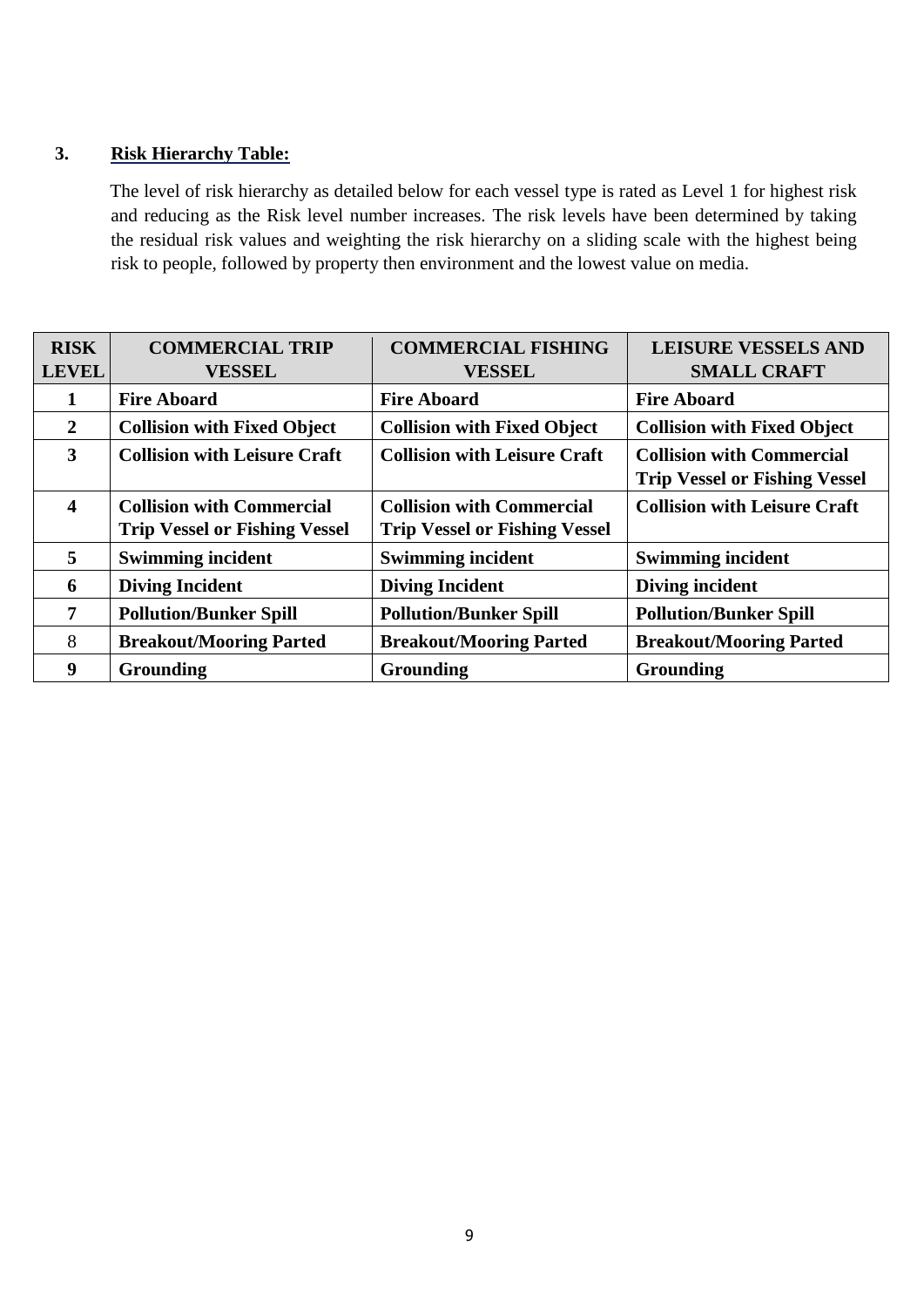## 3. Risk Hierarchy Table:

The level of risk hierarchy as detailed below for each vessel type is rated as Level 1 for highest risk and reducing as the Risk level number increases. The risk levels have been determined by taking the residual risk values and weighting the risk hierarchy on a sliding scale with the highest being risk to people, followed by property then environment and the lowest value on media.

| RISK LEVEL | COMMERCIAL TRIP VESSEL | COMMERCIAL FISHING VESSEL | LEISURE VESSELS AND SMALL CRAFT |
|---|---|---|---|
| **1** | **Fire Aboard** | **Fire Aboard** | **Fire Aboard** |
| **2** | **Collision with Fixed Object** | **Collision with Fixed Object** | **Collision with Fixed Object** |
| **3** | **Collision with Leisure Craft** | **Collision with Leisure Craft** | **Collision with Commercial Trip Vessel or Fishing Vessel** |
| **4** | **Collision with Commercial Trip Vessel or Fishing Vessel** | **Collision with Commercial Trip Vessel or Fishing Vessel** | **Collision with Leisure Craft** |
| **5** | **Swimming incident** | **Swimming incident** | **Swimming incident** |
| **6** | **Diving Incident** | **Diving Incident** | **Diving incident** |
| **7** | **Pollution/Bunker Spill** | **Pollution/Bunker Spill** | **Pollution/Bunker Spill** |
| 8 | **Breakout/Mooring Parted** | **Breakout/Mooring Parted** | **Breakout/Mooring Parted** |
| **9** | **Grounding** | **Grounding** | **Grounding** |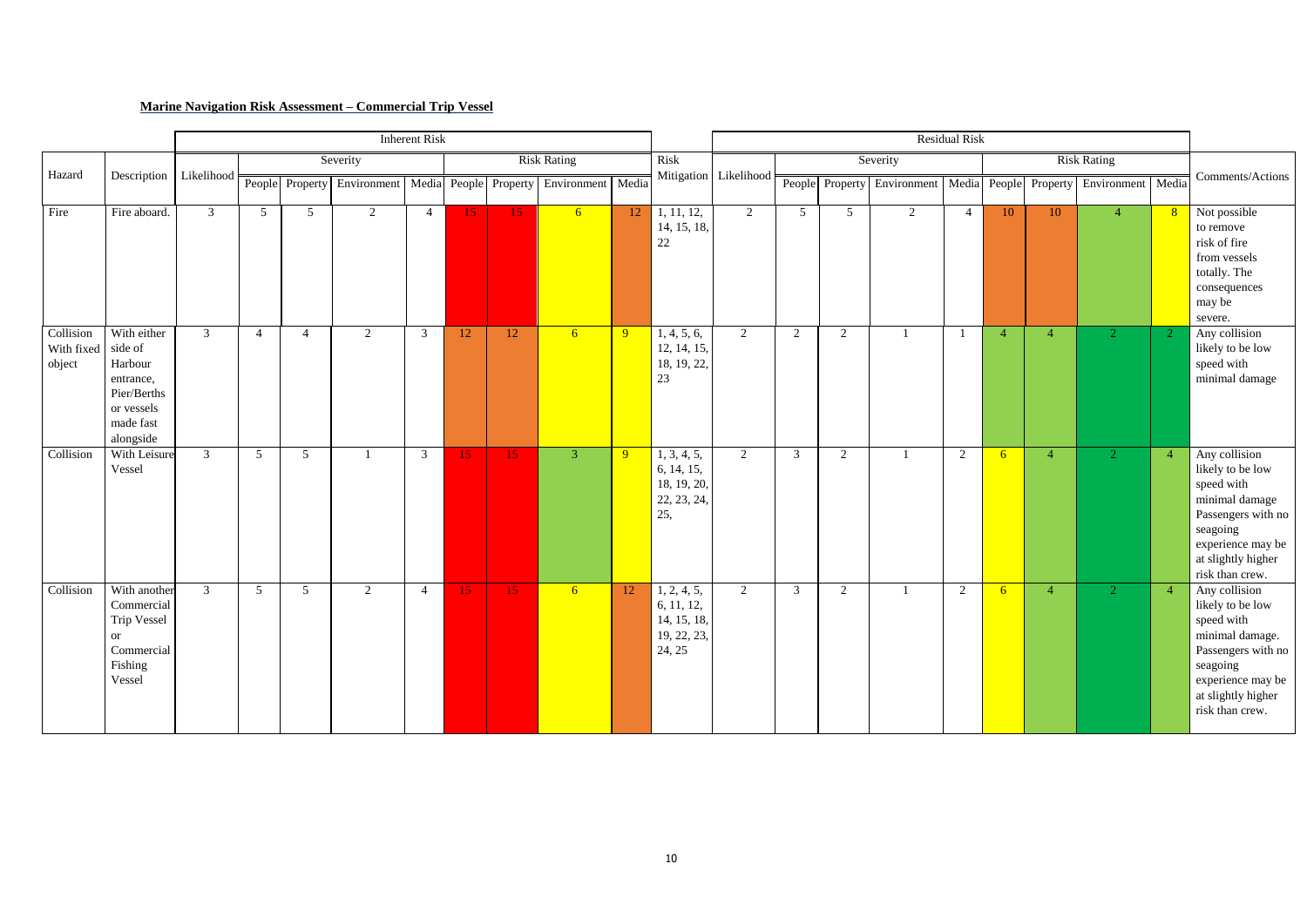**Marine Navigation Risk Assessment – Commercial Trip Vessel**

| Hazard | Description | Inherent Risk | | | | | | | | | Risk Mitigation | Residual Risk | | | | | | | | | Comments/Actions |
|---|---|---|---|---|---|---|---|---|---|---|---|---|---|---|---|---|---|---|---|---|---|
| | | Likelihood | Severity | | | | Risk Rating | | | | | Likelihood | Severity | | | | Risk Rating | | | | |
| | | | People | Property | Environment | Media | People | Property | Environment | Media | | | People | Property | Environment | Media | People | Property | Environment | Media | |
| Fire | Fire aboard. | 3 | 5 | 5 | 2 | 4 | 15 | 15 | 6 | 12 | 1, 11, 12, 14, 15, 18, 22 | 2 | 5 | 5 | 2 | 4 | 10 | 10 | 4 | 8 | Not possible to remove risk of fire from vessels totally. The consequences may be severe. |
| Collision With fixed object | With either side of Harbour entrance, Pier/Berths or vessels made fast alongside | 3 | 4 | 4 | 2 | 3 | 12 | 12 | 6 | 9 | 1, 4, 5, 6, 12, 14, 15, 18, 19, 22, 23 | 2 | 2 | 2 | 1 | 1 | 4 | 4 | 2 | 2 | Any collision likely to be low speed with minimal damage |
| Collision | With Leisure Vessel | 3 | 5 | 5 | 1 | 3 | 15 | 15 | 3 | 9 | 1, 3, 4, 5, 6, 14, 15, 18, 19, 20, 22, 23, 24, 25, | 2 | 3 | 2 | 1 | 2 | 6 | 4 | 2 | 4 | Any collision likely to be low speed with minimal damage Passengers with no seagoing experience may be at slightly higher risk than crew. |
| Collision | With another Commercial Trip Vessel or Commercial Fishing Vessel | 3 | 5 | 5 | 2 | 4 | 15 | 15 | 6 | 12 | 1, 2, 4, 5, 6, 11, 12, 14, 15, 18, 19, 22, 23, 24, 25 | 2 | 3 | 2 | 1 | 2 | 6 | 4 | 2 | 4 | Any collision likely to be low speed with minimal damage. Passengers with no seagoing experience may be at slightly higher risk than crew. |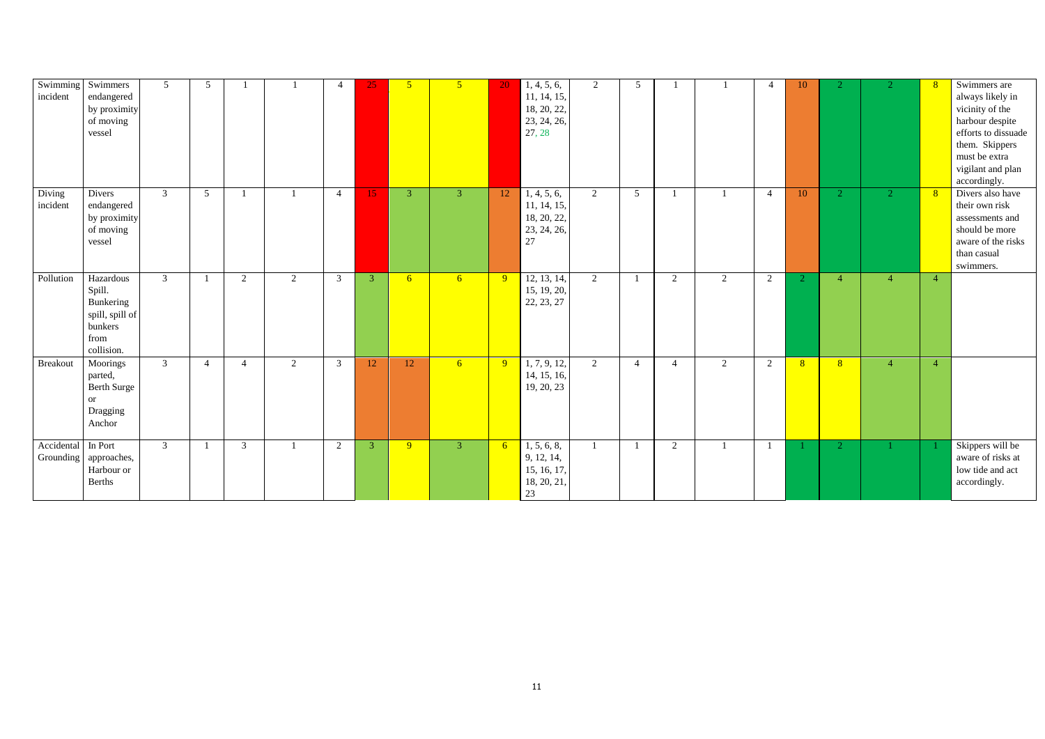| | | | | | | | | | | | | | | | | | | | | | |
|---|---|---|---|---|---|---|---|---|---|---|---|---|---|---|---|---|---|---|---|---|---|
| Swimming incident | Swimmers endangered by proximity of moving vessel | 5 | 5 | 1 | 1 | 4 | 25 | 5 | 5 | 20 | 1, 4, 5, 6, 11, 14, 15, 18, 20, 22, 23, 24, 26, 27, 28 | 2 | 5 | 1 | 1 | 4 | 10 | 2 | 2 | 8 | Swimmers are always likely in vicinity of the harbour despite efforts to dissuade them. Skippers must be extra vigilant and plan accordingly. |
| Diving incident | Divers endangered by proximity of moving vessel | 3 | 5 | 1 | 1 | 4 | 15 | 3 | 3 | 12 | 1, 4, 5, 6, 11, 14, 15, 18, 20, 22, 23, 24, 26, 27 | 2 | 5 | 1 | 1 | 4 | 10 | 2 | 2 | 8 | Divers also have their own risk assessments and should be more aware of the risks than casual swimmers. |
| Pollution | Hazardous Spill. Bunkering spill, spill of bunkers from collision. | 3 | 1 | 2 | 2 | 3 | 3 | 6 | 6 | 9 | 12, 13, 14, 15, 19, 20, 22, 23, 27 | 2 | 1 | 2 | 2 | 2 | 2 | 4 | 4 | 4 | |
| Breakout | Moorings parted, Berth Surge or Dragging Anchor | 3 | 4 | 4 | 2 | 3 | 12 | 12 | 6 | 9 | 1, 7, 9, 12, 14, 15, 16, 19, 20, 23 | 2 | 4 | 4 | 2 | 2 | 8 | 8 | 4 | 4 | |
| Accidental Grounding | In Port approaches, Harbour or Berths | 3 | 1 | 3 | 1 | 2 | 3 | 9 | 3 | 6 | 1, 5, 6, 8, 9, 12, 14, 15, 16, 17, 18, 20, 21, 23 | 1 | 1 | 2 | 1 | 1 | 1 | 2 | 1 | 1 | Skippers will be aware of risks at low tide and act accordingly. |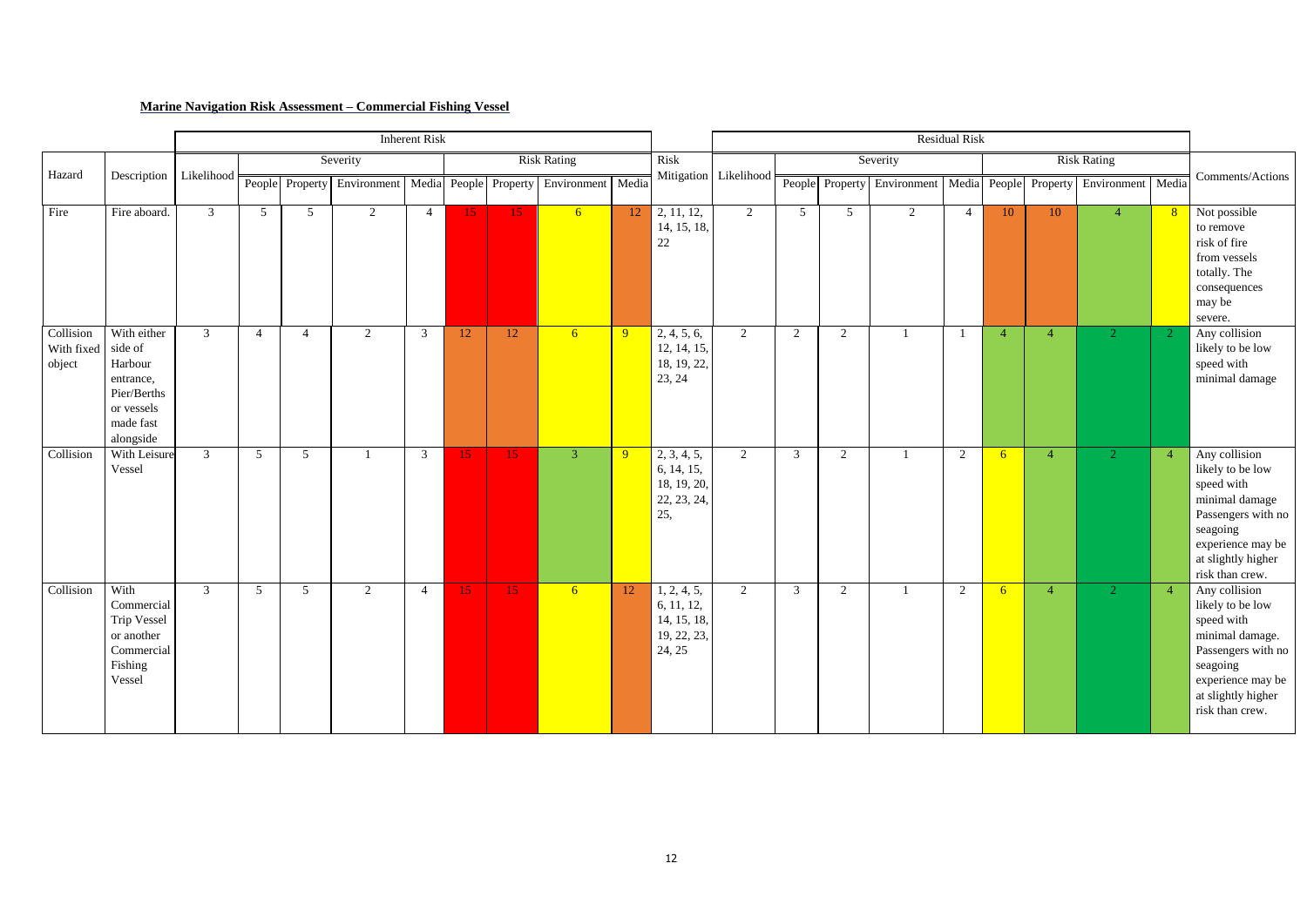**Marine Navigation Risk Assessment – Commercial Fishing Vessel**

| Hazard | Description | Inherent Risk | | | | | | | | | Risk Mitigation | Residual Risk | | | | | | | | | Comments/Actions |
|---|---|---|---|---|---|---|---|---|---|---|---|---|---|---|---|---|---|---|---|---|---|
| | | Likelihood | Severity | | | | Risk Rating | | | | | Likelihood | Severity | | | | Risk Rating | | | | |
| | | | People | Property | Environment | Media | People | Property | Environment | Media | | | People | Property | Environment | Media | People | Property | Environment | Media | |
| Fire | Fire aboard. | 3 | 5 | 5 | 2 | 4 | 15 | 15 | 6 | 12 | 2, 11, 12, 14, 15, 18, 22 | 2 | 5 | 5 | 2 | 4 | 10 | 10 | 4 | 8 | Not possible to remove risk of fire from vessels totally. The consequences may be severe. |
| Collision With fixed object | With either side of Harbour entrance, Pier/Berths or vessels made fast alongside | 3 | 4 | 4 | 2 | 3 | 12 | 12 | 6 | 9 | 2, 4, 5, 6, 12, 14, 15, 18, 19, 22, 23, 24 | 2 | 2 | 2 | 1 | 1 | 4 | 4 | 2 | 2 | Any collision likely to be low speed with minimal damage |
| Collision | With Leisure Vessel | 3 | 5 | 5 | 1 | 3 | 15 | 15 | 3 | 9 | 2, 3, 4, 5, 6, 14, 15, 18, 19, 20, 22, 23, 24, 25, | 2 | 3 | 2 | 1 | 2 | 6 | 4 | 2 | 4 | Any collision likely to be low speed with minimal damage Passengers with no seagoing experience may be at slightly higher risk than crew. |
| Collision | With Commercial Trip Vessel or another Commercial Fishing Vessel | 3 | 5 | 5 | 2 | 4 | 15 | 15 | 6 | 12 | 1, 2, 4, 5, 6, 11, 12, 14, 15, 18, 19, 22, 23, 24, 25 | 2 | 3 | 2 | 1 | 2 | 6 | 4 | 2 | 4 | Any collision likely to be low speed with minimal damage. Passengers with no seagoing experience may be at slightly higher risk than crew. |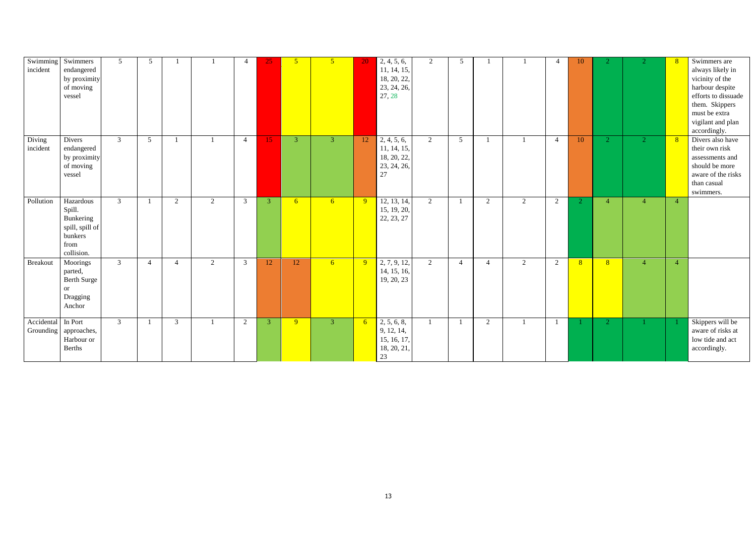| | | | | | | | | | | | | | | | | | | | | | | |
|---|---|---|---|---|---|---|---|---|---|---|---|---|---|---|---|---|---|---|---|---|---|---|
| Swimming incident | Swimmers endangered by proximity of moving vessel | 5 | 5 | 1 | 1 | 4 | 25 | 5 | 5 | 20 | 2, 4, 5, 6, 11, 14, 15, 18, 20, 22, 23, 24, 26, 27, 28 | 2 | 5 | 1 | 1 | 4 | 10 | 2 | 2 | 8 | Swimmers are always likely in vicinity of the harbour despite efforts to dissuade them. Skippers must be extra vigilant and plan accordingly. |
| Diving incident | Divers endangered by proximity of moving vessel | 3 | 5 | 1 | 1 | 4 | 15 | 3 | 3 | 12 | 2, 4, 5, 6, 11, 14, 15, 18, 20, 22, 23, 24, 26, 27 | 2 | 5 | 1 | 1 | 4 | 10 | 2 | 2 | 8 | Divers also have their own risk assessments and should be more aware of the risks than casual swimmers. |
| Pollution | Hazardous Spill. Bunkering spill, spill of bunkers from collision. | 3 | 1 | 2 | 2 | 3 | 3 | 6 | 6 | 9 | 12, 13, 14, 15, 19, 20, 22, 23, 27 | 2 | 1 | 2 | 2 | 2 | 2 | 4 | 4 | 4 | |
| Breakout | Moorings parted, Berth Surge or Dragging Anchor | 3 | 4 | 4 | 2 | 3 | 12 | 12 | 6 | 9 | 2, 7, 9, 12, 14, 15, 16, 19, 20, 23 | 2 | 4 | 4 | 2 | 2 | 8 | 8 | 4 | 4 | |
| Accidental Grounding | In Port approaches, Harbour or Berths | 3 | 1 | 3 | 1 | 2 | 3 | 9 | 3 | 6 | 2, 5, 6, 8, 9, 12, 14, 15, 16, 17, 18, 20, 21, 23 | 1 | 1 | 2 | 1 | 1 | 1 | 2 | 1 | 1 | Skippers will be aware of risks at low tide and act accordingly. |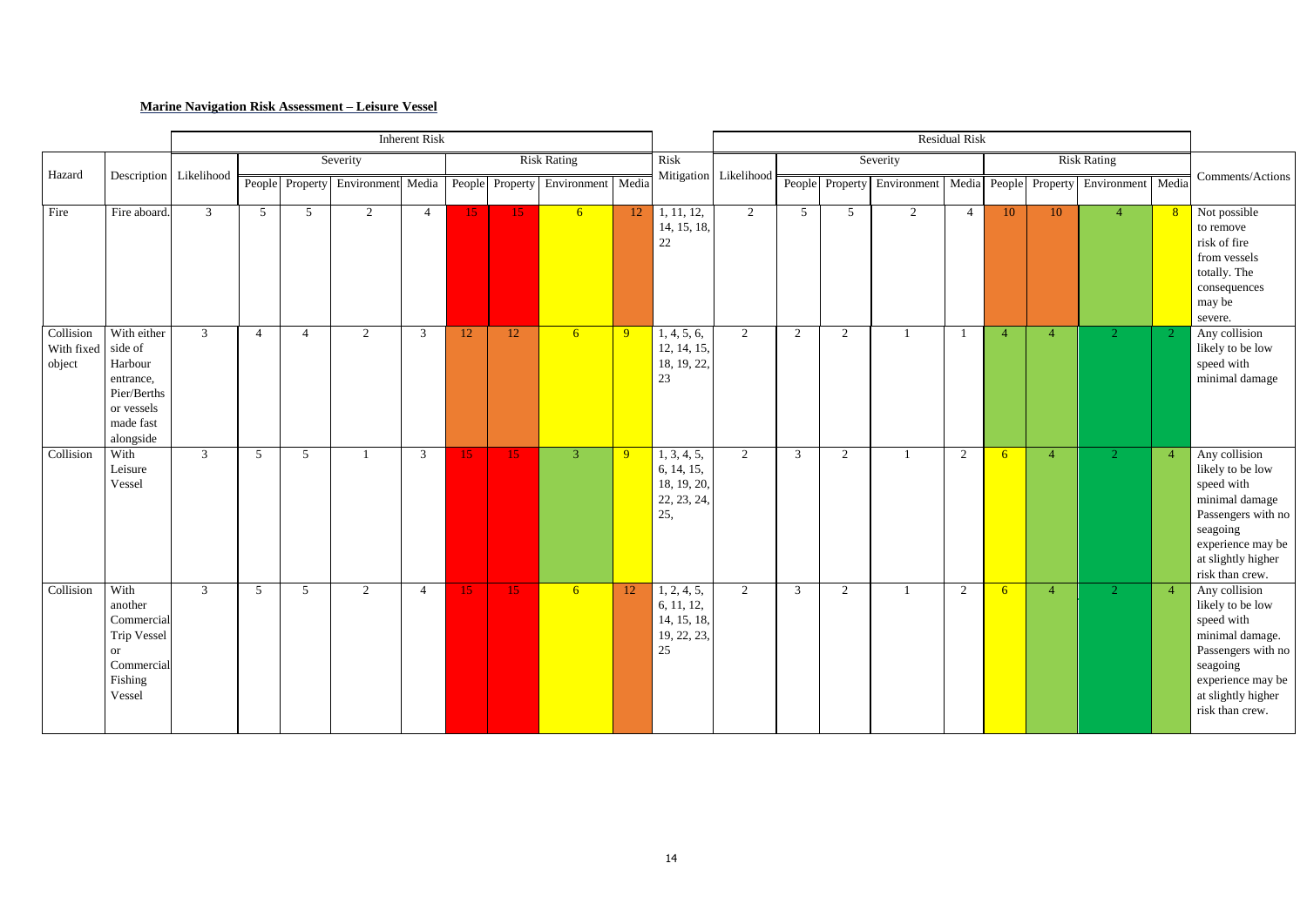**Marine Navigation Risk Assessment – Leisure Vessel**

| Hazard | Description | Inherent Risk | | | | | | | | | Risk Mitigation | Residual Risk | | | | | | | | | Comments/Actions |
|---|---|---|---|---|---|---|---|---|---|---|---|---|---|---|---|---|---|---|---|---|---|
| | | Likelihood | Severity | | | | Risk Rating | | | | | Likelihood | Severity | | | | Risk Rating | | | | |
| | | | People | Property | Environment | Media | People | Property | Environment | Media | | | People | Property | Environment | Media | People | Property | Environment | Media | |
| Fire | Fire aboard. | 3 | 5 | 5 | 2 | 4 | 15 | 15 | 6 | 12 | 1, 11, 12, 14, 15, 18, 22 | 2 | 5 | 5 | 2 | 4 | 10 | 10 | 4 | 8 | Not possible to remove risk of fire from vessels totally. The consequences may be severe. |
| Collision With fixed object | With either side of Harbour entrance, Pier/Berths or vessels made fast alongside | 3 | 4 | 4 | 2 | 3 | 12 | 12 | 6 | 9 | 1, 4, 5, 6, 12, 14, 15, 18, 19, 22, 23 | 2 | 2 | 2 | 1 | 1 | 4 | 4 | 2 | 2 | Any collision likely to be low speed with minimal damage |
| Collision | With Leisure Vessel | 3 | 5 | 5 | 1 | 3 | 15 | 15 | 3 | 9 | 1, 3, 4, 5, 6, 14, 15, 18, 19, 20, 22, 23, 24, 25, | 2 | 3 | 2 | 1 | 2 | 6 | 4 | 2 | 4 | Any collision likely to be low speed with minimal damage Passengers with no seagoing experience may be at slightly higher risk than crew. |
| Collision | With another Commercial Trip Vessel or Commercial Fishing Vessel | 3 | 5 | 5 | 2 | 4 | 15 | 15 | 6 | 12 | 1, 2, 4, 5, 6, 11, 12, 14, 15, 18, 19, 22, 23, 25 | 2 | 3 | 2 | 1 | 2 | 6 | 4 | 2 | 4 | Any collision likely to be low speed with minimal damage. Passengers with no seagoing experience may be at slightly higher risk than crew. |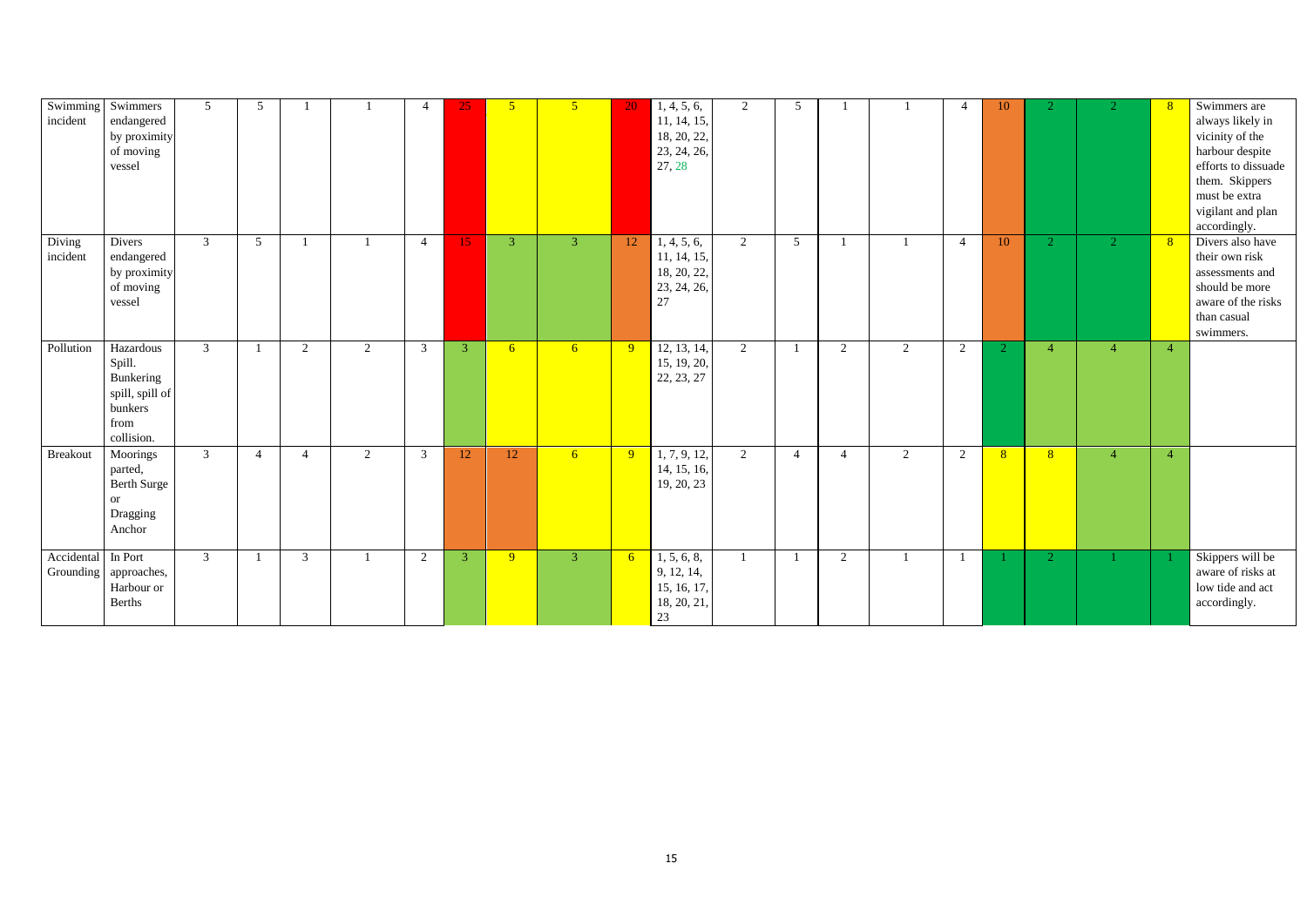| | | | | | | | | | | | | | | | | | | | | | |
|---|---|---|---|---|---|---|---|---|---|---|---|---|---|---|---|---|---|---|---|---|---|
| Swimming incident | Swimmers endangered by proximity of moving vessel | 5 | 5 | 1 | 1 | 4 | 25 | 5 | 5 | 20 | 1, 4, 5, 6, 11, 14, 15, 18, 20, 22, 23, 24, 26, 27, 28 | 2 | 5 | 1 | 1 | 4 | 10 | 2 | 2 | 8 | Swimmers are always likely in vicinity of the harbour despite efforts to dissuade them. Skippers must be extra vigilant and plan accordingly. |
| Diving incident | Divers endangered by proximity of moving vessel | 3 | 5 | 1 | 1 | 4 | 15 | 3 | 3 | 12 | 1, 4, 5, 6, 11, 14, 15, 18, 20, 22, 23, 24, 26, 27 | 2 | 5 | 1 | 1 | 4 | 10 | 2 | 2 | 8 | Divers also have their own risk assessments and should be more aware of the risks than casual swimmers. |
| Pollution | Hazardous Spill. Bunkering spill, spill of bunkers from collision. | 3 | 1 | 2 | 2 | 3 | 3 | 6 | 6 | 9 | 12, 13, 14, 15, 19, 20, 22, 23, 27 | 2 | 1 | 2 | 2 | 2 | 2 | 4 | 4 | 4 | |
| Breakout | Moorings parted, Berth Surge or Dragging Anchor | 3 | 4 | 4 | 2 | 3 | 12 | 12 | 6 | 9 | 1, 7, 9, 12, 14, 15, 16, 19, 20, 23 | 2 | 4 | 4 | 2 | 2 | 8 | 8 | 4 | 4 | |
| Accidental Grounding | In Port approaches, Harbour or Berths | 3 | 1 | 3 | 1 | 2 | 3 | 9 | 3 | 6 | 1, 5, 6, 8, 9, 12, 14, 15, 16, 17, 18, 20, 21, 23 | 1 | 1 | 2 | 1 | 1 | 1 | 2 | 1 | 1 | Skippers will be aware of risks at low tide and act accordingly. |